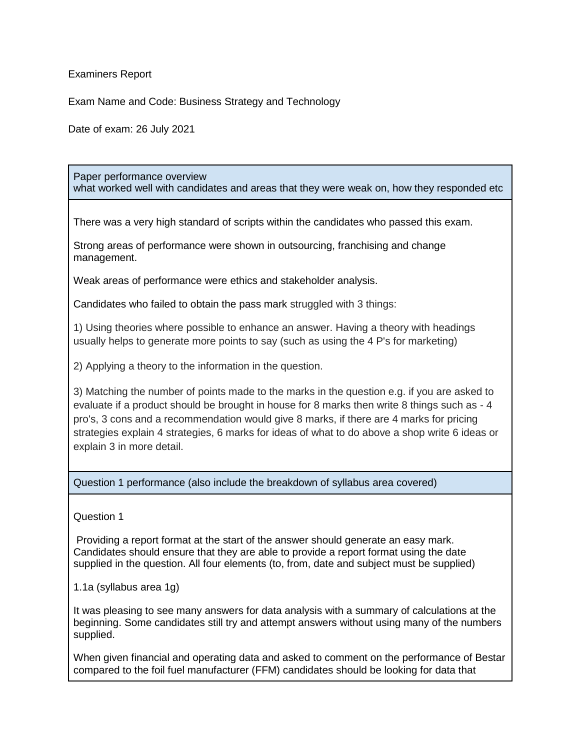Examiners Report

Exam Name and Code: Business Strategy and Technology

Date of exam: 26 July 2021

## Paper performance overview
what worked well with candidates and areas that they were weak on, how they responded etc

There was a very high standard of scripts within the candidates who passed this exam.

Strong areas of performance were shown in outsourcing, franchising and change management.

Weak areas of performance were ethics and stakeholder analysis.

Candidates who failed to obtain the pass mark struggled with 3 things:

1) Using theories where possible to enhance an answer. Having a theory with headings usually helps to generate more points to say (such as using the 4 P's for marketing)

2) Applying a theory to the information in the question.

3) Matching the number of points made to the marks in the question e.g. if you are asked to evaluate if a product should be brought in house for 8 marks then write 8 things such as - 4 pro's, 3 cons and a recommendation would give 8 marks, if there are 4 marks for pricing strategies explain 4 strategies, 6 marks for ideas of what to do above a shop write 6 ideas or explain 3 in more detail.

## Question 1 performance (also include the breakdown of syllabus area covered)

Question 1

Providing a report format at the start of the answer should generate an easy mark. Candidates should ensure that they are able to provide a report format using the date supplied in the question. All four elements (to, from, date and subject must be supplied)

1.1a (syllabus area 1g)

It was pleasing to see many answers for data analysis with a summary of calculations at the beginning. Some candidates still try and attempt answers without using many of the numbers supplied.

When given financial and operating data and asked to comment on the performance of Bestar compared to the foil fuel manufacturer (FFM) candidates should be looking for data that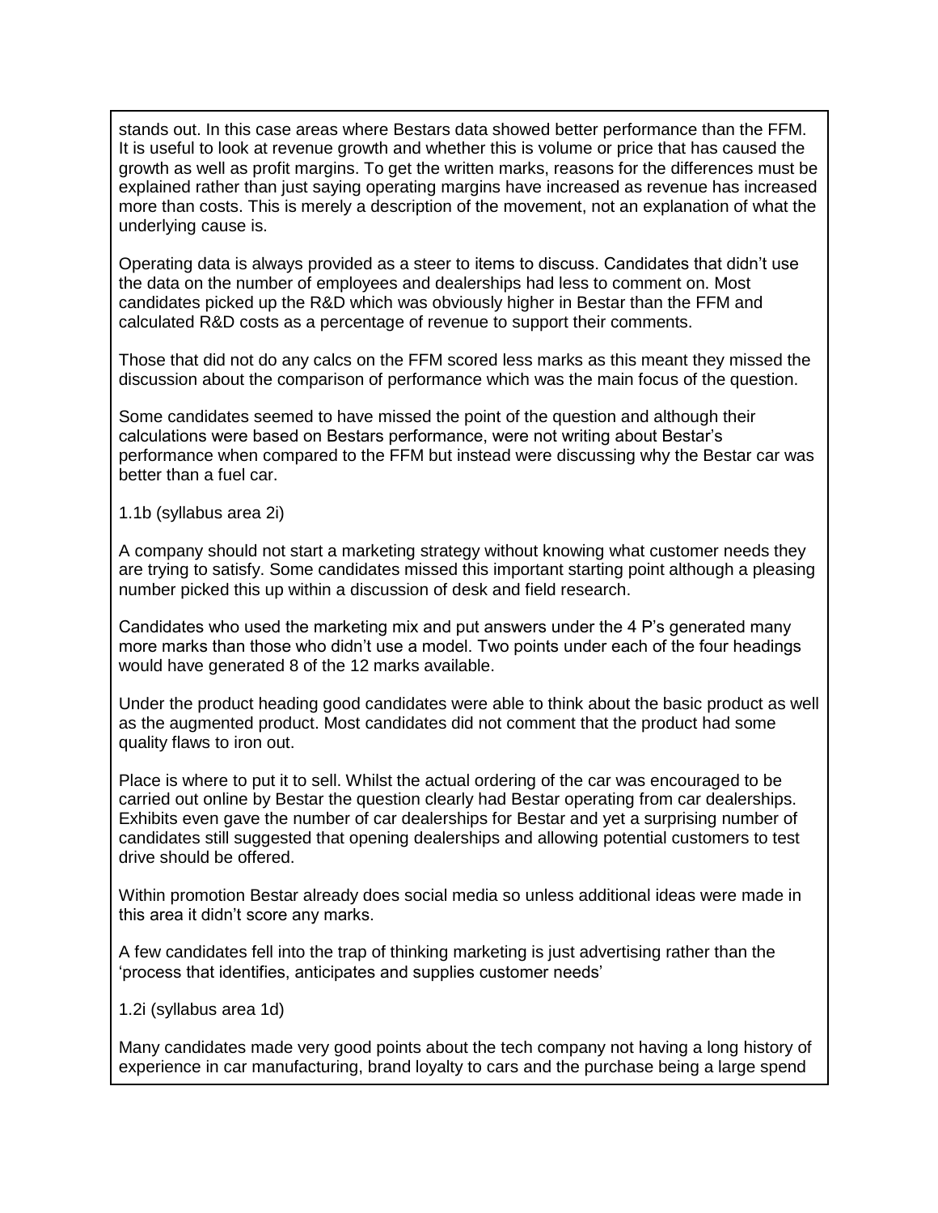stands out. In this case areas where Bestars data showed better performance than the FFM. It is useful to look at revenue growth and whether this is volume or price that has caused the growth as well as profit margins. To get the written marks, reasons for the differences must be explained rather than just saying operating margins have increased as revenue has increased more than costs. This is merely a description of the movement, not an explanation of what the underlying cause is.

Operating data is always provided as a steer to items to discuss. Candidates that didn't use the data on the number of employees and dealerships had less to comment on. Most candidates picked up the R&D which was obviously higher in Bestar than the FFM and calculated R&D costs as a percentage of revenue to support their comments.

Those that did not do any calcs on the FFM scored less marks as this meant they missed the discussion about the comparison of performance which was the main focus of the question.

Some candidates seemed to have missed the point of the question and although their calculations were based on Bestars performance, were not writing about Bestar's performance when compared to the FFM but instead were discussing why the Bestar car was better than a fuel car.

1.1b (syllabus area 2i)

A company should not start a marketing strategy without knowing what customer needs they are trying to satisfy. Some candidates missed this important starting point although a pleasing number picked this up within a discussion of desk and field research.

Candidates who used the marketing mix and put answers under the 4 P's generated many more marks than those who didn't use a model. Two points under each of the four headings would have generated 8 of the 12 marks available.

Under the product heading good candidates were able to think about the basic product as well as the augmented product. Most candidates did not comment that the product had some quality flaws to iron out.

Place is where to put it to sell. Whilst the actual ordering of the car was encouraged to be carried out online by Bestar the question clearly had Bestar operating from car dealerships. Exhibits even gave the number of car dealerships for Bestar and yet a surprising number of candidates still suggested that opening dealerships and allowing potential customers to test drive should be offered.

Within promotion Bestar already does social media so unless additional ideas were made in this area it didn't score any marks.

A few candidates fell into the trap of thinking marketing is just advertising rather than the 'process that identifies, anticipates and supplies customer needs'

1.2i (syllabus area 1d)

Many candidates made very good points about the tech company not having a long history of experience in car manufacturing, brand loyalty to cars and the purchase being a large spend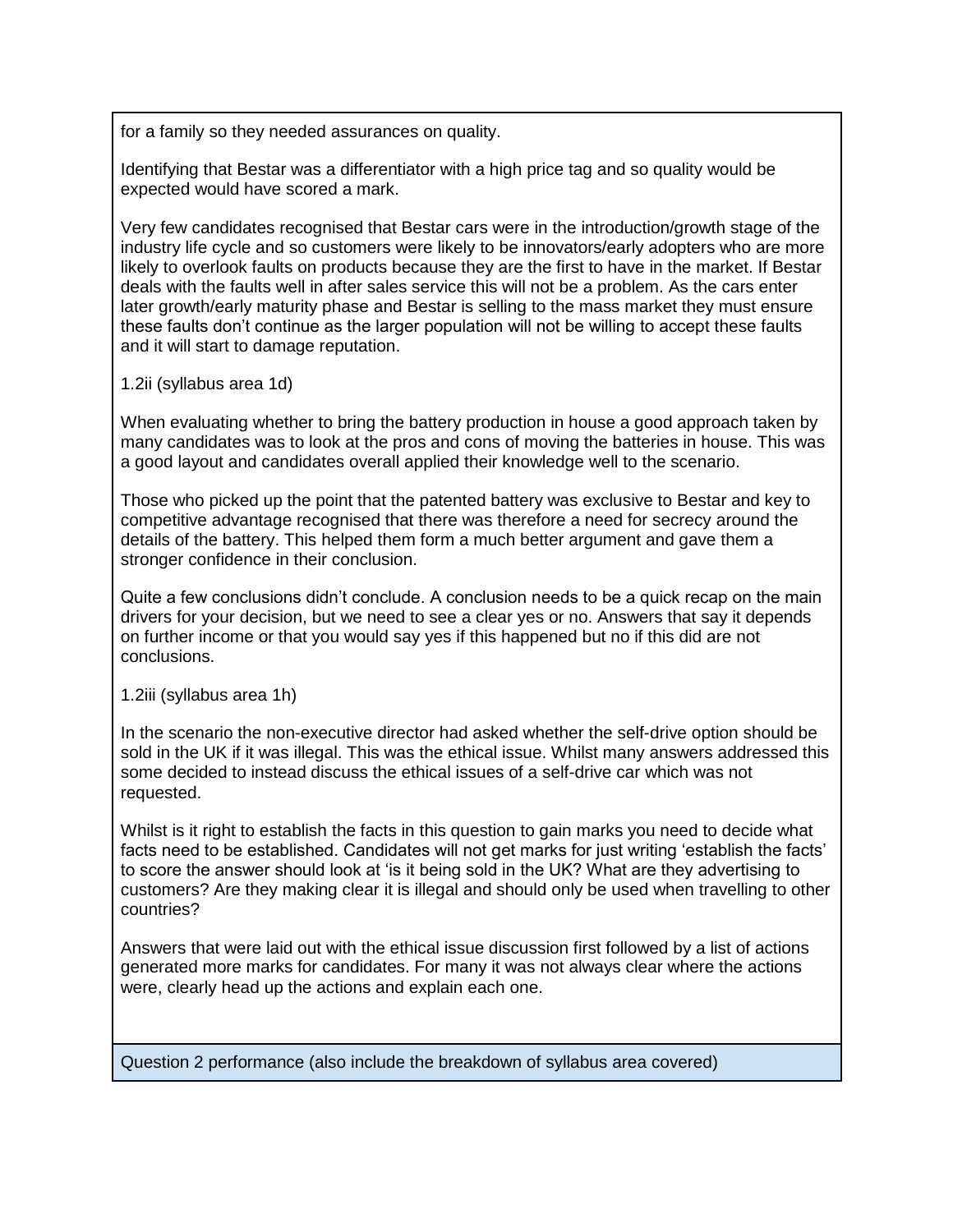for a family so they needed assurances on quality.

Identifying that Bestar was a differentiator with a high price tag and so quality would be expected would have scored a mark.

Very few candidates recognised that Bestar cars were in the introduction/growth stage of the industry life cycle and so customers were likely to be innovators/early adopters who are more likely to overlook faults on products because they are the first to have in the market. If Bestar deals with the faults well in after sales service this will not be a problem. As the cars enter later growth/early maturity phase and Bestar is selling to the mass market they must ensure these faults don't continue as the larger population will not be willing to accept these faults and it will start to damage reputation.

1.2ii (syllabus area 1d)

When evaluating whether to bring the battery production in house a good approach taken by many candidates was to look at the pros and cons of moving the batteries in house. This was a good layout and candidates overall applied their knowledge well to the scenario.

Those who picked up the point that the patented battery was exclusive to Bestar and key to competitive advantage recognised that there was therefore a need for secrecy around the details of the battery. This helped them form a much better argument and gave them a stronger confidence in their conclusion.

Quite a few conclusions didn't conclude. A conclusion needs to be a quick recap on the main drivers for your decision, but we need to see a clear yes or no. Answers that say it depends on further income or that you would say yes if this happened but no if this did are not conclusions.

1.2iii (syllabus area 1h)

In the scenario the non-executive director had asked whether the self-drive option should be sold in the UK if it was illegal. This was the ethical issue. Whilst many answers addressed this some decided to instead discuss the ethical issues of a self-drive car which was not requested.

Whilst is it right to establish the facts in this question to gain marks you need to decide what facts need to be established. Candidates will not get marks for just writing 'establish the facts' to score the answer should look at 'is it being sold in the UK? What are they advertising to customers? Are they making clear it is illegal and should only be used when travelling to other countries?

Answers that were laid out with the ethical issue discussion first followed by a list of actions generated more marks for candidates. For many it was not always clear where the actions were, clearly head up the actions and explain each one.

Question 2 performance (also include the breakdown of syllabus area covered)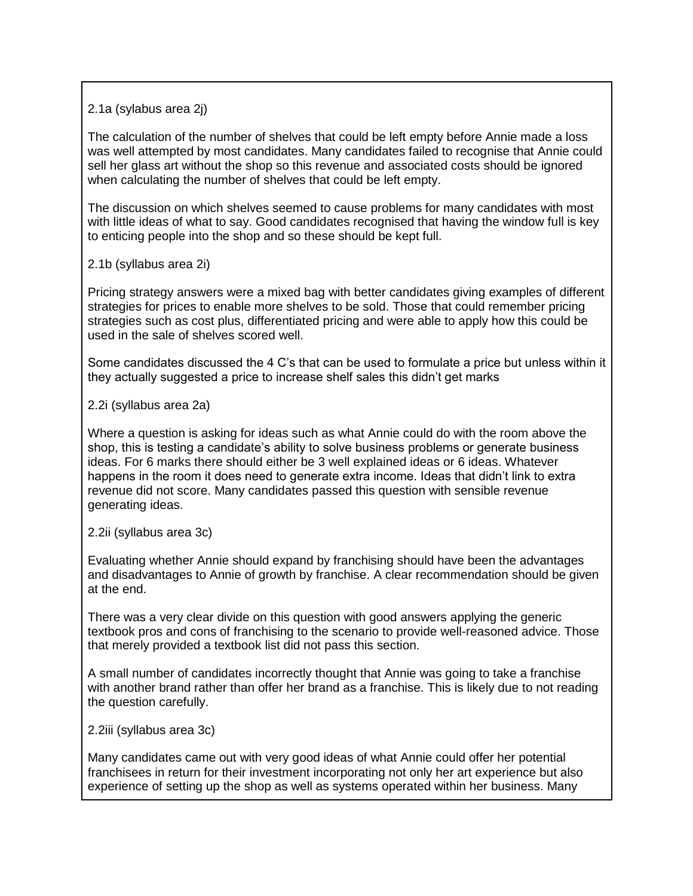2.1a (sylabus area 2j)

The calculation of the number of shelves that could be left empty before Annie made a loss was well attempted by most candidates. Many candidates failed to recognise that Annie could sell her glass art without the shop so this revenue and associated costs should be ignored when calculating the number of shelves that could be left empty.

The discussion on which shelves seemed to cause problems for many candidates with most with little ideas of what to say. Good candidates recognised that having the window full is key to enticing people into the shop and so these should be kept full.

2.1b (syllabus area 2i)

Pricing strategy answers were a mixed bag with better candidates giving examples of different strategies for prices to enable more shelves to be sold. Those that could remember pricing strategies such as cost plus, differentiated pricing and were able to apply how this could be used in the sale of shelves scored well.

Some candidates discussed the 4 C's that can be used to formulate a price but unless within it they actually suggested a price to increase shelf sales this didn't get marks

2.2i (syllabus area 2a)

Where a question is asking for ideas such as what Annie could do with the room above the shop, this is testing a candidate's ability to solve business problems or generate business ideas. For 6 marks there should either be 3 well explained ideas or 6 ideas. Whatever happens in the room it does need to generate extra income. Ideas that didn't link to extra revenue did not score. Many candidates passed this question with sensible revenue generating ideas.

2.2ii (syllabus area 3c)

Evaluating whether Annie should expand by franchising should have been the advantages and disadvantages to Annie of growth by franchise. A clear recommendation should be given at the end.

There was a very clear divide on this question with good answers applying the generic textbook pros and cons of franchising to the scenario to provide well-reasoned advice. Those that merely provided a textbook list did not pass this section.

A small number of candidates incorrectly thought that Annie was going to take a franchise with another brand rather than offer her brand as a franchise. This is likely due to not reading the question carefully.

2.2iii (syllabus area 3c)

Many candidates came out with very good ideas of what Annie could offer her potential franchisees in return for their investment incorporating not only her art experience but also experience of setting up the shop as well as systems operated within her business. Many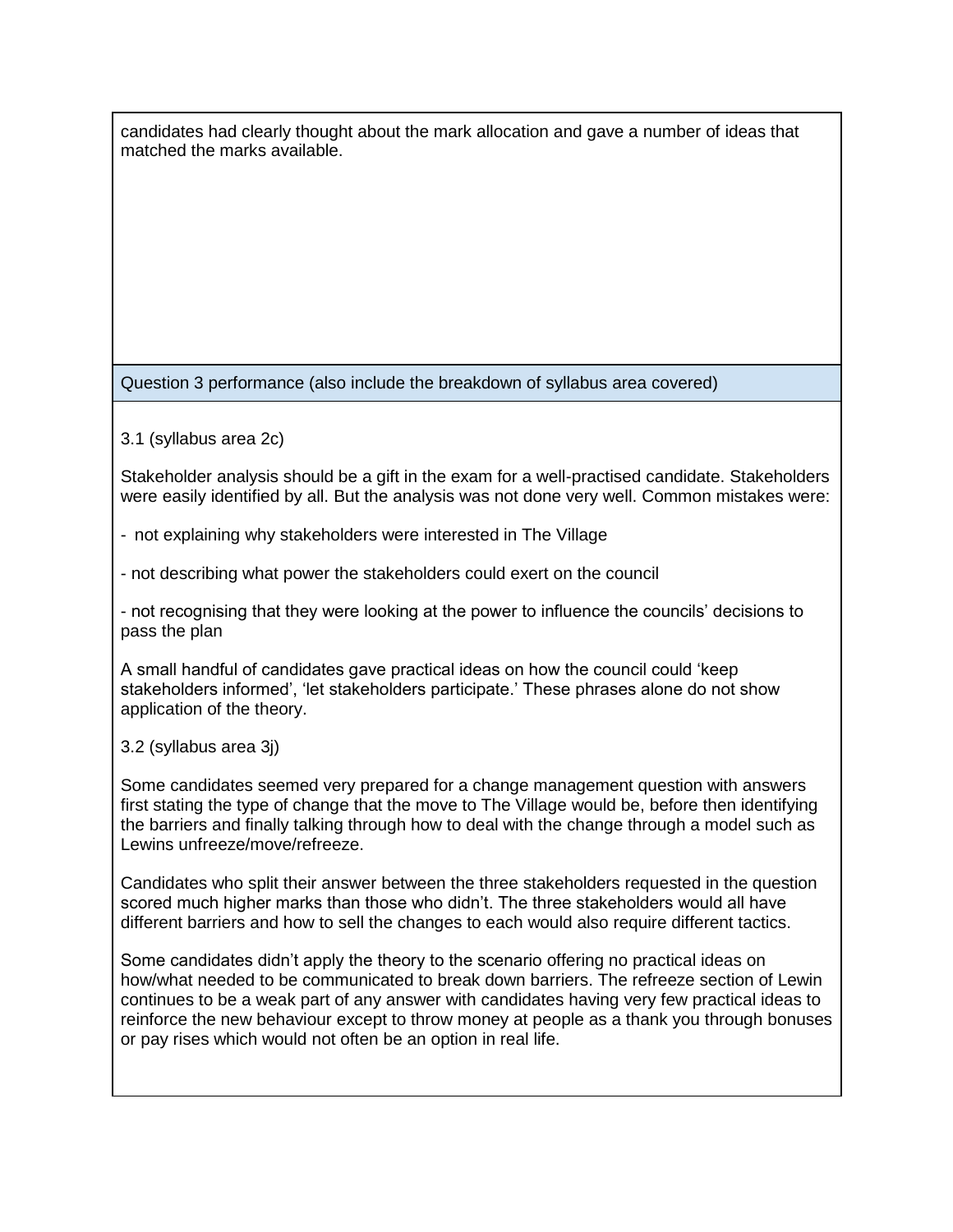candidates had clearly thought about the mark allocation and gave a number of ideas that matched the marks available.

## Question 3 performance (also include the breakdown of syllabus area covered)

3.1 (syllabus area 2c)

Stakeholder analysis should be a gift in the exam for a well-practised candidate. Stakeholders were easily identified by all. But the analysis was not done very well. Common mistakes were:

- not explaining why stakeholders were interested in The Village
- not describing what power the stakeholders could exert on the council
- not recognising that they were looking at the power to influence the councils' decisions to pass the plan

A small handful of candidates gave practical ideas on how the council could 'keep stakeholders informed', 'let stakeholders participate.' These phrases alone do not show application of the theory.

3.2 (syllabus area 3j)

Some candidates seemed very prepared for a change management question with answers first stating the type of change that the move to The Village would be, before then identifying the barriers and finally talking through how to deal with the change through a model such as Lewins unfreeze/move/refreeze.

Candidates who split their answer between the three stakeholders requested in the question scored much higher marks than those who didn't. The three stakeholders would all have different barriers and how to sell the changes to each would also require different tactics.

Some candidates didn't apply the theory to the scenario offering no practical ideas on how/what needed to be communicated to break down barriers. The refreeze section of Lewin continues to be a weak part of any answer with candidates having very few practical ideas to reinforce the new behaviour except to throw money at people as a thank you through bonuses or pay rises which would not often be an option in real life.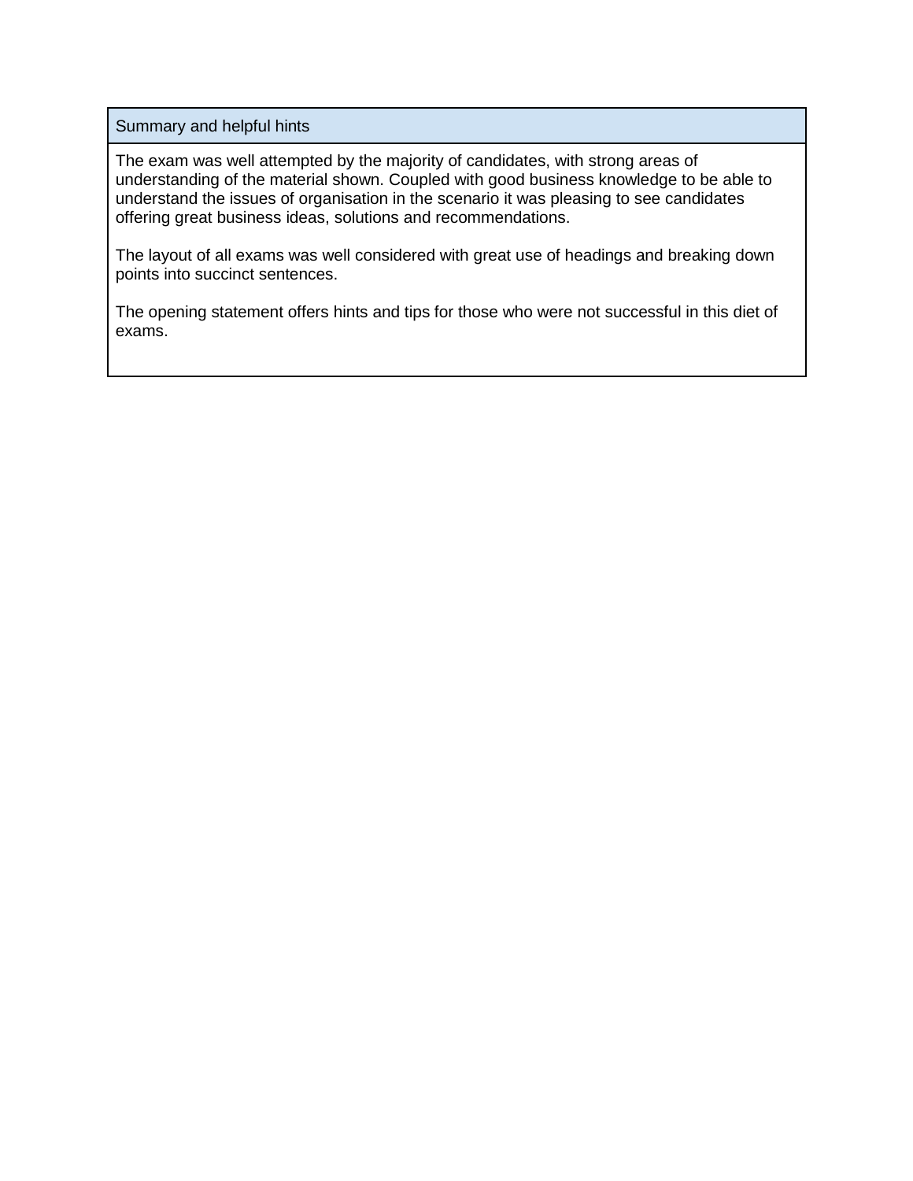| Summary and helpful hints |
| --- |
| The exam was well attempted by the majority of candidates, with strong areas of understanding of the material shown. Coupled with good business knowledge to be able to understand the issues of organisation in the scenario it was pleasing to see candidates offering great business ideas, solutions and recommendations.<br><br>The layout of all exams was well considered with great use of headings and breaking down points into succinct sentences.<br><br>The opening statement offers hints and tips for those who were not successful in this diet of exams. |